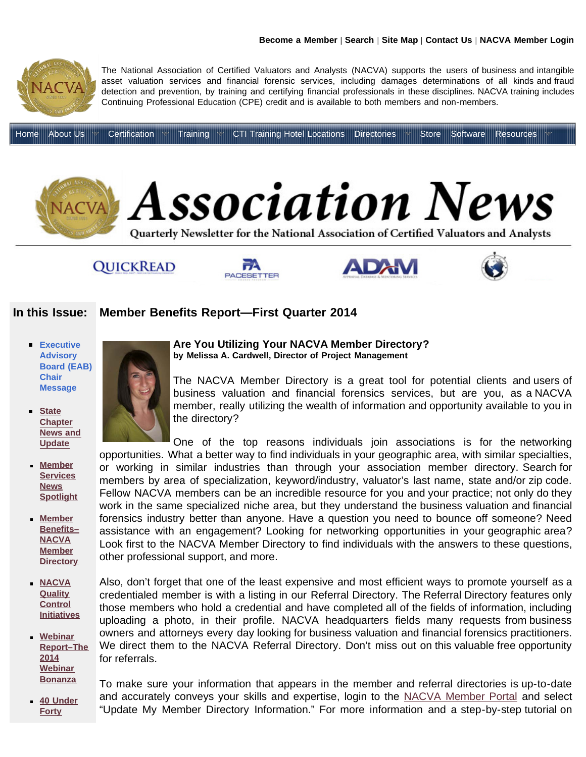**Become a Member** | **Search** | **Site Map** | **Contact Us** | **NACVA Member Login**

The National Association of Certified Valuators and Analysts (NACVA) supports the users of business and intangible asset valuation services and financial forensic services, including damages determinations of all kinds and fraud detection and prevention, by training and certifying financial professionals in these disciplines. NACVA training includes Continuing Professional Education (CPE) credit and is available to both members and non-members.

Home | About Us | Certification | Training | CTI Training Hotel Locations | Directories | Store | Software | Resources

# Association News

Quarterly Newsletter for the National Association of Certified Valuators and Analysts

QUICKREAD | PACESETTER | ADAM

## In this Issue:

- Executive Advisory Board (EAB) Chair Message
- State Chapter News and Update
- Member Services News Spotlight
- Member Benefits–NACVA Member Directory
- NACVA Quality Control Initiatives
- Webinar Report–The 2014 Webinar Bonanza
- 40 Under Forty

## Member Benefits Report—First Quarter 2014

### Are You Utilizing Your NACVA Member Directory?

**by Melissa A. Cardwell, Director of Project Management**

The NACVA Member Directory is a great tool for potential clients and users of business valuation and financial forensics services, but are you, as a NACVA member, really utilizing the wealth of information and opportunity available to you in the directory?

One of the top reasons individuals join associations is for the networking opportunities. What a better way to find individuals in your geographic area, with similar specialties, or working in similar industries than through your association member directory. Search for members by area of specialization, keyword/industry, valuator's last name, state and/or zip code. Fellow NACVA members can be an incredible resource for you and your practice; not only do they work in the same specialized niche area, but they understand the business valuation and financial forensics industry better than anyone. Have a question you need to bounce off someone? Need assistance with an engagement? Looking for networking opportunities in your geographic area? Look first to the NACVA Member Directory to find individuals with the answers to these questions, other professional support, and more.

Also, don't forget that one of the least expensive and most efficient ways to promote yourself as a credentialed member is with a listing in our Referral Directory. The Referral Directory features only those members who hold a credential and have completed all of the fields of information, including uploading a photo, in their profile. NACVA headquarters fields many requests from business owners and attorneys every day looking for business valuation and financial forensics practitioners. We direct them to the NACVA Referral Directory. Don't miss out on this valuable free opportunity for referrals.

To make sure your information that appears in the member and referral directories is up-to-date and accurately conveys your skills and expertise, login to the NACVA Member Portal and select "Update My Member Directory Information." For more information and a step-by-step tutorial on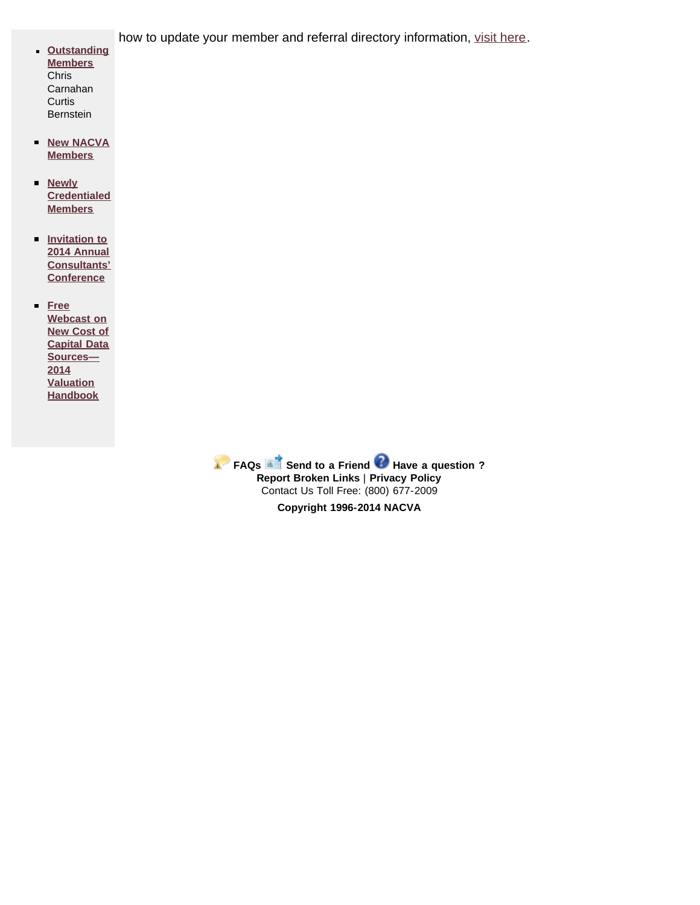how to update your member and referral directory information, visit here.

- **Outstanding Members**
  Chris Carnahan
  Curtis Bernstein
- **New NACVA Members**
- **Newly Credentialed Members**
- **Invitation to 2014 Annual Consultants' Conference**
- **Free Webcast on New Cost of Capital Data Sources—2014 Valuation Handbook**

**FAQs** **Send to a Friend** **Have a question ?**
**Report Broken Links** | **Privacy Policy**
Contact Us Toll Free: (800) 677-2009

**Copyright 1996-2014 NACVA**